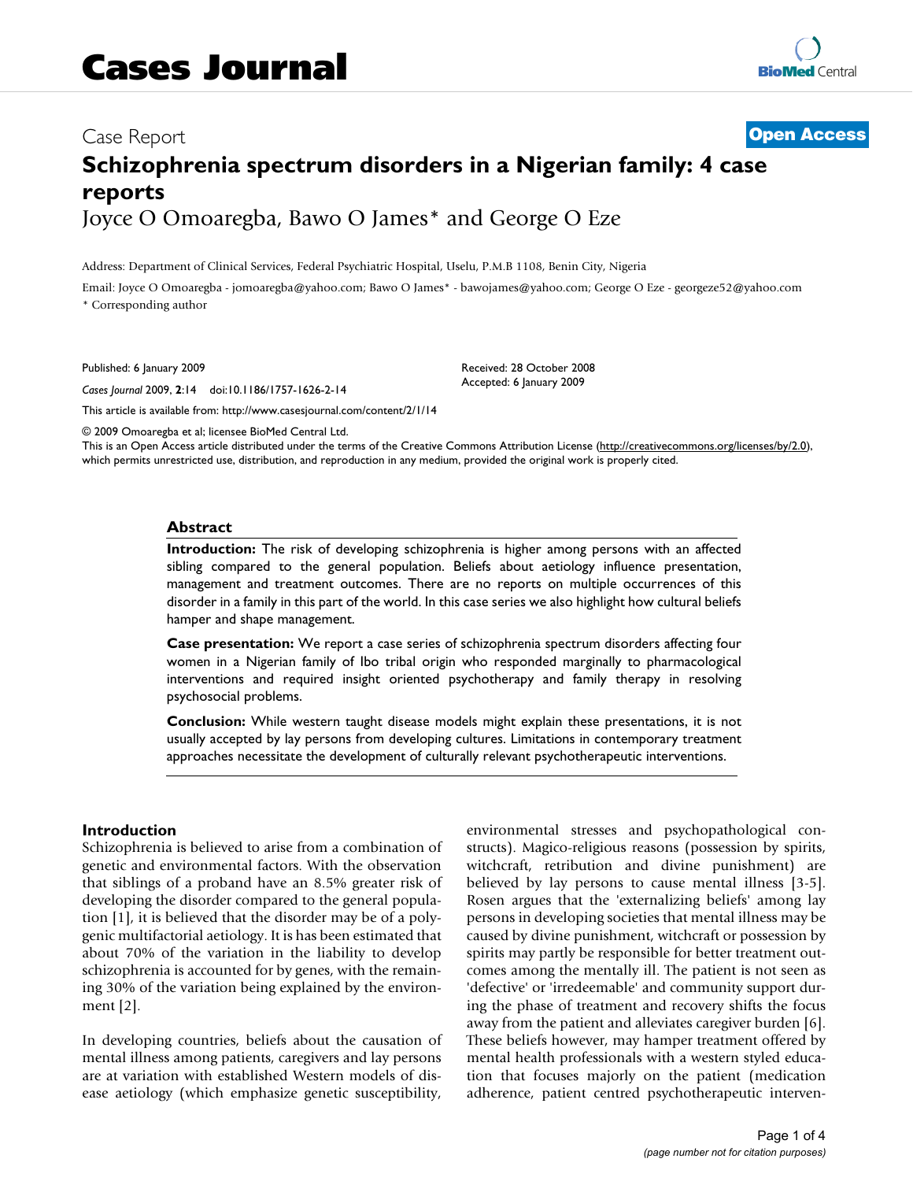# Cases Journal

Case Report **Open Access**

# Schizophrenia spectrum disorders in a Nigerian family: 4 case reports

Joyce O Omoaregba, Bawo O James* and George O Eze

Address: Department of Clinical Services, Federal Psychiatric Hospital, Uselu, P.M.B 1108, Benin City, Nigeria

Email: Joyce O Omoaregba - jomoaregba@yahoo.com; Bawo O James* - bawojames@yahoo.com; George O Eze - georgeze52@yahoo.com

* Corresponding author

Published: 6 January 2009

*Cases Journal* 2009, **2**:14 doi:10.1186/1757-1626-2-14

Received: 28 October 2008

Accepted: 6 January 2009

This article is available from: http://www.casesjournal.com/content/2/1/14

© 2009 Omoaregba et al; licensee BioMed Central Ltd.

This is an Open Access article distributed under the terms of the Creative Commons Attribution License (http://creativecommons.org/licenses/by/2.0), which permits unrestricted use, distribution, and reproduction in any medium, provided the original work is properly cited.

## Abstract

**Introduction:** The risk of developing schizophrenia is higher among persons with an affected sibling compared to the general population. Beliefs about aetiology influence presentation, management and treatment outcomes. There are no reports on multiple occurrences of this disorder in a family in this part of the world. In this case series we also highlight how cultural beliefs hamper and shape management.

**Case presentation:** We report a case series of schizophrenia spectrum disorders affecting four women in a Nigerian family of Ibo tribal origin who responded marginally to pharmacological interventions and required insight oriented psychotherapy and family therapy in resolving psychosocial problems.

**Conclusion:** While western taught disease models might explain these presentations, it is not usually accepted by lay persons from developing cultures. Limitations in contemporary treatment approaches necessitate the development of culturally relevant psychotherapeutic interventions.

## Introduction

Schizophrenia is believed to arise from a combination of genetic and environmental factors. With the observation that siblings of a proband have an 8.5% greater risk of developing the disorder compared to the general population [1], it is believed that the disorder may be of a polygenic multifactorial aetiology. It is has been estimated that about 70% of the variation in the liability to develop schizophrenia is accounted for by genes, with the remaining 30% of the variation being explained by the environment [2].

In developing countries, beliefs about the causation of mental illness among patients, caregivers and lay persons are at variation with established Western models of disease aetiology (which emphasize genetic susceptibility, environmental stresses and psychopathological constructs). Magico-religious reasons (possession by spirits, witchcraft, retribution and divine punishment) are believed by lay persons to cause mental illness [3-5]. Rosen argues that the 'externalizing beliefs' among lay persons in developing societies that mental illness may be caused by divine punishment, witchcraft or possession by spirits may partly be responsible for better treatment outcomes among the mentally ill. The patient is not seen as 'defective' or 'irredeemable' and community support during the phase of treatment and recovery shifts the focus away from the patient and alleviates caregiver burden [6]. These beliefs however, may hamper treatment offered by mental health professionals with a western styled education that focuses majorly on the patient (medication adherence, patient centred psychotherapeutic interven-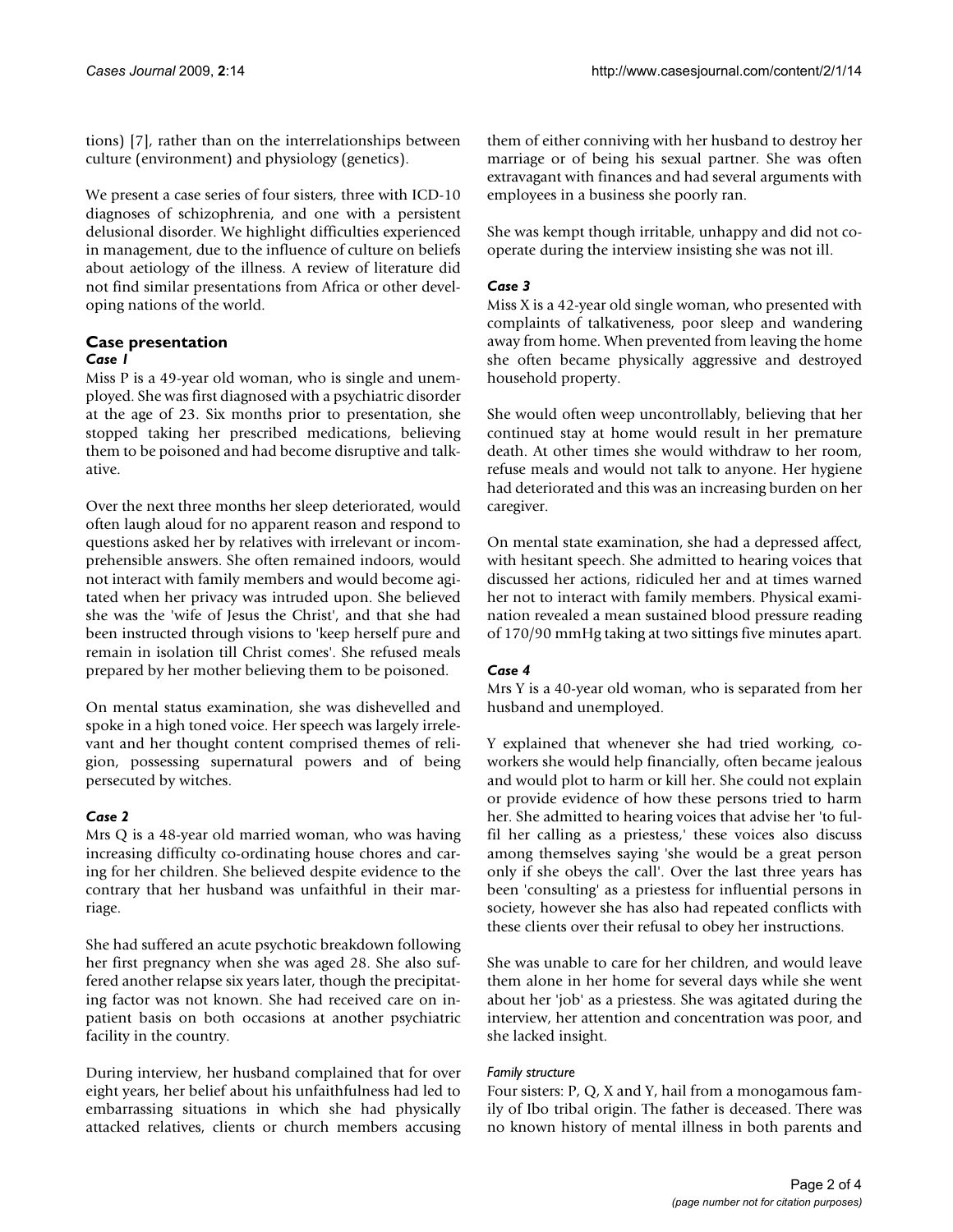tions) [7], rather than on the interrelationships between culture (environment) and physiology (genetics).

We present a case series of four sisters, three with ICD-10 diagnoses of schizophrenia, and one with a persistent delusional disorder. We highlight difficulties experienced in management, due to the influence of culture on beliefs about aetiology of the illness. A review of literature did not find similar presentations from Africa or other developing nations of the world.

## Case presentation

### *Case 1*

Miss P is a 49-year old woman, who is single and unemployed. She was first diagnosed with a psychiatric disorder at the age of 23. Six months prior to presentation, she stopped taking her prescribed medications, believing them to be poisoned and had become disruptive and talkative.

Over the next three months her sleep deteriorated, would often laugh aloud for no apparent reason and respond to questions asked her by relatives with irrelevant or incomprehensible answers. She often remained indoors, would not interact with family members and would become agitated when her privacy was intruded upon. She believed she was the 'wife of Jesus the Christ', and that she had been instructed through visions to 'keep herself pure and remain in isolation till Christ comes'. She refused meals prepared by her mother believing them to be poisoned.

On mental status examination, she was dishevelled and spoke in a high toned voice. Her speech was largely irrelevant and her thought content comprised themes of religion, possessing supernatural powers and of being persecuted by witches.

### *Case 2*

Mrs Q is a 48-year old married woman, who was having increasing difficulty co-ordinating house chores and caring for her children. She believed despite evidence to the contrary that her husband was unfaithful in their marriage.

She had suffered an acute psychotic breakdown following her first pregnancy when she was aged 28. She also suffered another relapse six years later, though the precipitating factor was not known. She had received care on inpatient basis on both occasions at another psychiatric facility in the country.

During interview, her husband complained that for over eight years, her belief about his unfaithfulness had led to embarrassing situations in which she had physically attacked relatives, clients or church members accusing them of either conniving with her husband to destroy her marriage or of being his sexual partner. She was often extravagant with finances and had several arguments with employees in a business she poorly ran.

She was kempt though irritable, unhappy and did not co-operate during the interview insisting she was not ill.

### *Case 3*

Miss X is a 42-year old single woman, who presented with complaints of talkativeness, poor sleep and wandering away from home. When prevented from leaving the home she often became physically aggressive and destroyed household property.

She would often weep uncontrollably, believing that her continued stay at home would result in her premature death. At other times she would withdraw to her room, refuse meals and would not talk to anyone. Her hygiene had deteriorated and this was an increasing burden on her caregiver.

On mental state examination, she had a depressed affect, with hesitant speech. She admitted to hearing voices that discussed her actions, ridiculed her and at times warned her not to interact with family members. Physical examination revealed a mean sustained blood pressure reading of 170/90 mmHg taking at two sittings five minutes apart.

### *Case 4*

Mrs Y is a 40-year old woman, who is separated from her husband and unemployed.

Y explained that whenever she had tried working, co-workers she would help financially, often became jealous and would plot to harm or kill her. She could not explain or provide evidence of how these persons tried to harm her. She admitted to hearing voices that advise her 'to fulfil her calling as a priestess,' these voices also discuss among themselves saying 'she would be a great person only if she obeys the call'. Over the last three years has been 'consulting' as a priestess for influential persons in society, however she has also had repeated conflicts with these clients over their refusal to obey her instructions.

She was unable to care for her children, and would leave them alone in her home for several days while she went about her 'job' as a priestess. She was agitated during the interview, her attention and concentration was poor, and she lacked insight.

#### *Family structure*

Four sisters: P, Q, X and Y, hail from a monogamous family of Ibo tribal origin. The father is deceased. There was no known history of mental illness in both parents and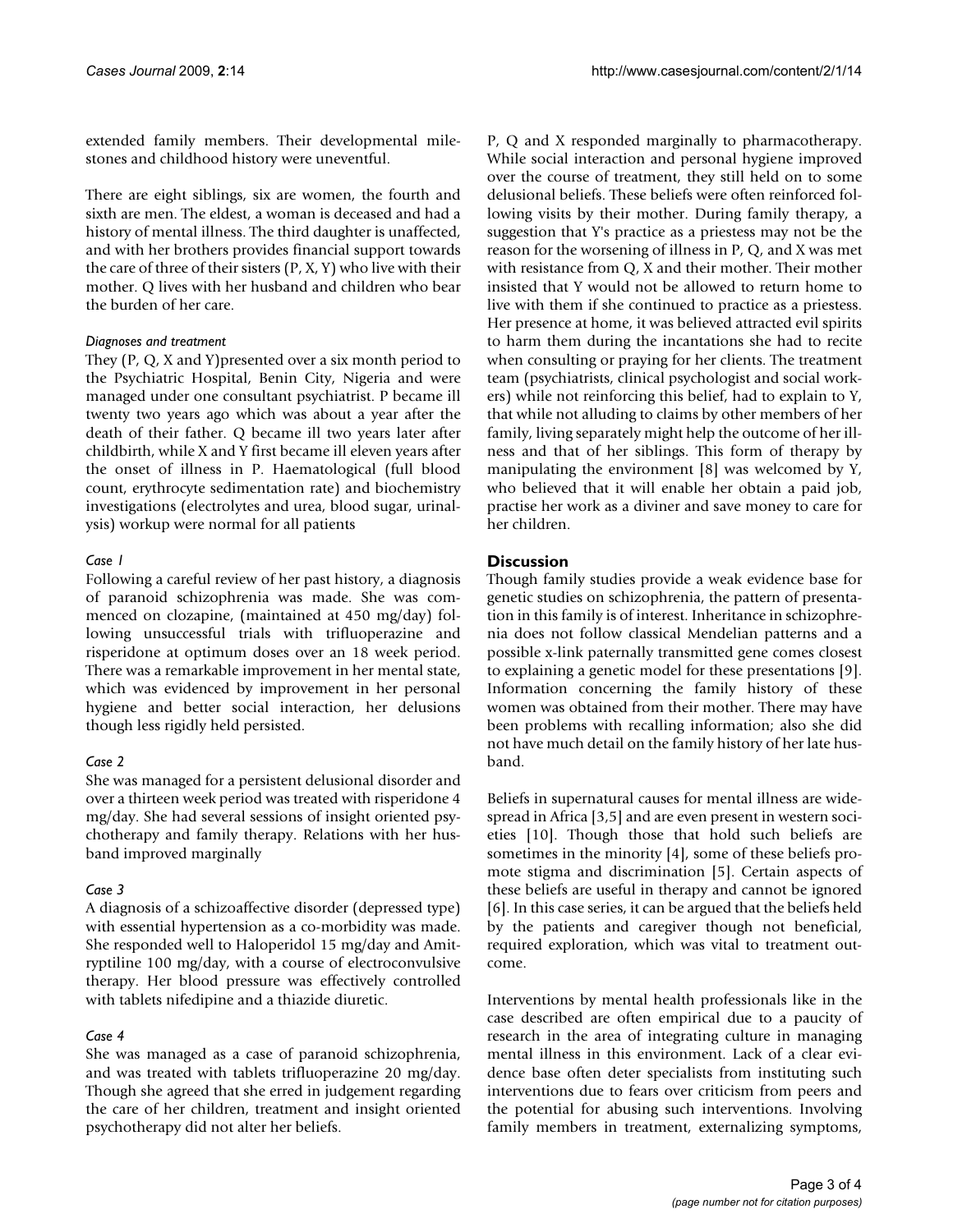extended family members. Their developmental milestones and childhood history were uneventful.

There are eight siblings, six are women, the fourth and sixth are men. The eldest, a woman is deceased and had a history of mental illness. The third daughter is unaffected, and with her brothers provides financial support towards the care of three of their sisters (P, X, Y) who live with their mother. Q lives with her husband and children who bear the burden of her care.

#### *Diagnoses and treatment*

They (P, Q, X and Y)presented over a six month period to the Psychiatric Hospital, Benin City, Nigeria and were managed under one consultant psychiatrist. P became ill twenty two years ago which was about a year after the death of their father. Q became ill two years later after childbirth, while X and Y first became ill eleven years after the onset of illness in P. Haematological (full blood count, erythrocyte sedimentation rate) and biochemistry investigations (electrolytes and urea, blood sugar, urinalysis) workup were normal for all patients

#### *Case 1*

Following a careful review of her past history, a diagnosis of paranoid schizophrenia was made. She was commenced on clozapine, (maintained at 450 mg/day) following unsuccessful trials with trifluoperazine and risperidone at optimum doses over an 18 week period. There was a remarkable improvement in her mental state, which was evidenced by improvement in her personal hygiene and better social interaction, her delusions though less rigidly held persisted.

#### *Case 2*

She was managed for a persistent delusional disorder and over a thirteen week period was treated with risperidone 4 mg/day. She had several sessions of insight oriented psychotherapy and family therapy. Relations with her husband improved marginally

#### *Case 3*

A diagnosis of a schizoaffective disorder (depressed type) with essential hypertension as a co-morbidity was made. She responded well to Haloperidol 15 mg/day and Amitryptiline 100 mg/day, with a course of electroconvulsive therapy. Her blood pressure was effectively controlled with tablets nifedipine and a thiazide diuretic.

#### *Case 4*

She was managed as a case of paranoid schizophrenia, and was treated with tablets trifluoperazine 20 mg/day. Though she agreed that she erred in judgement regarding the care of her children, treatment and insight oriented psychotherapy did not alter her beliefs.

P, Q and X responded marginally to pharmacotherapy. While social interaction and personal hygiene improved over the course of treatment, they still held on to some delusional beliefs. These beliefs were often reinforced following visits by their mother. During family therapy, a suggestion that Y's practice as a priestess may not be the reason for the worsening of illness in P, Q, and X was met with resistance from Q, X and their mother. Their mother insisted that Y would not be allowed to return home to live with them if she continued to practice as a priestess. Her presence at home, it was believed attracted evil spirits to harm them during the incantations she had to recite when consulting or praying for her clients. The treatment team (psychiatrists, clinical psychologist and social workers) while not reinforcing this belief, had to explain to Y, that while not alluding to claims by other members of her family, living separately might help the outcome of her illness and that of her siblings. This form of therapy by manipulating the environment [8] was welcomed by Y, who believed that it will enable her obtain a paid job, practise her work as a diviner and save money to care for her children.

## Discussion

Though family studies provide a weak evidence base for genetic studies on schizophrenia, the pattern of presentation in this family is of interest. Inheritance in schizophrenia does not follow classical Mendelian patterns and a possible x-link paternally transmitted gene comes closest to explaining a genetic model for these presentations [9]. Information concerning the family history of these women was obtained from their mother. There may have been problems with recalling information; also she did not have much detail on the family history of her late husband.

Beliefs in supernatural causes for mental illness are widespread in Africa [3,5] and are even present in western societies [10]. Though those that hold such beliefs are sometimes in the minority [4], some of these beliefs promote stigma and discrimination [5]. Certain aspects of these beliefs are useful in therapy and cannot be ignored [6]. In this case series, it can be argued that the beliefs held by the patients and caregiver though not beneficial, required exploration, which was vital to treatment outcome.

Interventions by mental health professionals like in the case described are often empirical due to a paucity of research in the area of integrating culture in managing mental illness in this environment. Lack of a clear evidence base often deter specialists from instituting such interventions due to fears over criticism from peers and the potential for abusing such interventions. Involving family members in treatment, externalizing symptoms,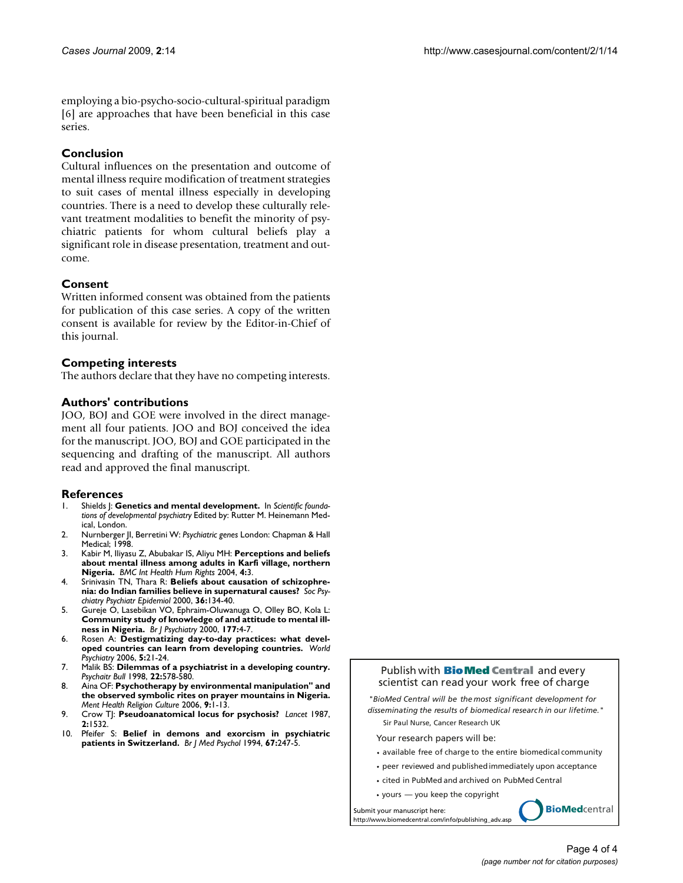employing a bio-psycho-socio-cultural-spiritual paradigm [6] are approaches that have been beneficial in this case series.

## Conclusion

Cultural influences on the presentation and outcome of mental illness require modification of treatment strategies to suit cases of mental illness especially in developing countries. There is a need to develop these culturally relevant treatment modalities to benefit the minority of psychiatric patients for whom cultural beliefs play a significant role in disease presentation, treatment and outcome.

## Consent

Written informed consent was obtained from the patients for publication of this case series. A copy of the written consent is available for review by the Editor-in-Chief of this journal.

## Competing interests

The authors declare that they have no competing interests.

## Authors' contributions

JOO, BOJ and GOE were involved in the direct management all four patients. JOO and BOJ conceived the idea for the manuscript. JOO, BOJ and GOE participated in the sequencing and drafting of the manuscript. All authors read and approved the final manuscript.

## References

1. Shields J: **Genetics and mental development.** In *Scientific foundations of developmental psychiatry* Edited by: Rutter M. Heinemann Medical, London.
2. Nurnberger JI, Berretini W: *Psychiatric genes* London: Chapman & Hall Medical; 1998.
3. Kabir M, Iliyasu Z, Abubakar IS, Aliyu MH: **Perceptions and beliefs about mental illness among adults in Karfi village, northern Nigeria.** *BMC Int Health Hum Rights* 2004, **4:**3.
4. Srinivasin TN, Thara R: **Beliefs about causation of schizophrenia: do Indian families believe in supernatural causes?** *Soc Psychiatry Psychiatr Epidemiol* 2000, **36:**134-40.
5. Gureje O, Lasebikan VO, Ephraim-Oluwanuga O, Olley BO, Kola L: **Community study of knowledge of and attitude to mental illness in Nigeria.** *Br J Psychiatry* 2000, **177:**4-7.
6. Rosen A: **Destigmatizing day-to-day practices: what developed countries can learn from developing countries.** *World Psychiatry* 2006, **5:**21-24.
7. Malik BS: **Dilemmas of a psychiatrist in a developing country.** *Psychaitr Bull* 1998, **22:**578-580.
8. Aina OF: **Psychotherapy by environmental manipulation" and the observed symbolic rites on prayer mountains in Nigeria.** *Ment Health Religion Culture* 2006, **9:**1-13.
9. Crow TJ: **Pseudoanatomical locus for psychosis?** *Lancet* 1987, **2:**1532.
10. Pfeifer S: **Belief in demons and exorcism in psychiatric patients in Switzerland.** *Br J Med Psychol* 1994, **67:**247-5.

Publish with **BioMed Central** and every scientist can read your work free of charge

*"BioMed Central will be the most significant development for disseminating the results of biomedical research in our lifetime."*
Sir Paul Nurse, Cancer Research UK

Your research papers will be:

- available free of charge to the entire biomedical community
- peer reviewed and published immediately upon acceptance
- cited in PubMed and archived on PubMed Central
- yours — you keep the copyright

Submit your manuscript here:
http://www.biomedcentral.com/info/publishing_adv.asp

BioMedcentral